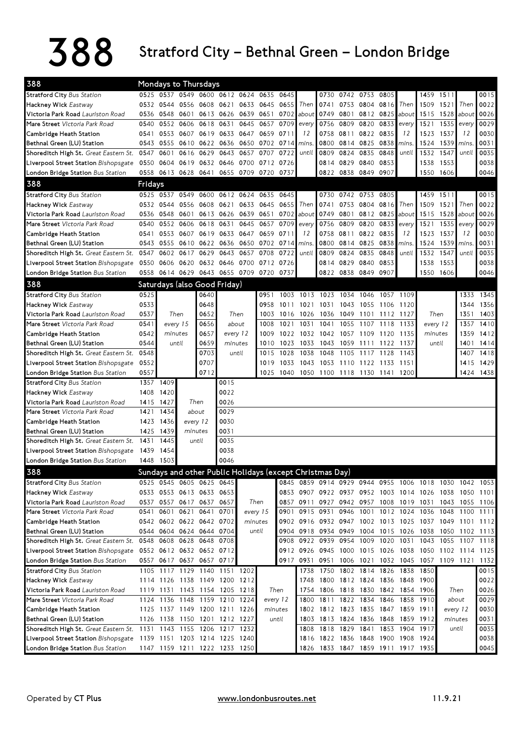# 388 Stratford City – Bethnal Green – London Bridge

## Mondays to Thursdays

| 388 | | | | | | | | | | | | | | | | | | |
|---|---|---|---|---|---|---|---|---|---|---|---|---|---|---|---|---|---|---|
| Stratford City *Bus Station* | 0525 | 0537 | 0549 | 0600 | 0612 | 0624 | 0635 | 0645 | | 0730 | 0742 | 0753 | 0805 | | 1459 | 1511 | | 0015 |
| Hackney Wick *Eastway* | 0532 | 0544 | 0556 | 0608 | 0621 | 0633 | 0645 | 0655 | Then | 0741 | 0753 | 0804 | 0816 | Then | 1509 | 1521 | Then | 0022 |
| Victoria Park Road *Lauriston Road* | 0536 | 0548 | 0601 | 0613 | 0626 | 0639 | 0651 | 0702 | about | 0749 | 0801 | 0812 | 0825 | about | 1515 | 1528 | about | 0026 |
| Mare Street *Victoria Park Road* | 0540 | 0552 | 0606 | 0618 | 0631 | 0645 | 0657 | 0709 | every | 0756 | 0809 | 0820 | 0833 | every | 1521 | 1535 | every | 0029 |
| Cambridge Heath Station | 0541 | 0553 | 0607 | 0619 | 0633 | 0647 | 0659 | 0711 | 12 | 0758 | 0811 | 0822 | 0835 | 12 | 1523 | 1537 | 12 | 0030 |
| Bethnal Green (LU) Station | 0543 | 0555 | 0610 | 0622 | 0636 | 0650 | 0702 | 0714 | mins. | 0800 | 0814 | 0825 | 0838 | mins. | 1524 | 1539 | mins. | 0031 |
| Shoreditch High St. *Great Eastern St.* | 0547 | 0601 | 0616 | 0629 | 0643 | 0657 | 0707 | 0722 | until | 0809 | 0824 | 0835 | 0848 | until | 1532 | 1547 | until | 0035 |
| Liverpool Street Station *Bishopsgate* | 0550 | 0604 | 0619 | 0632 | 0646 | 0700 | 0712 | 0726 | | 0814 | 0829 | 0840 | 0853 | | 1538 | 1553 | | 0038 |
| London Bridge Station *Bus Station* | 0558 | 0613 | 0628 | 0641 | 0655 | 0709 | 0720 | 0737 | | 0822 | 0838 | 0849 | 0907 | | 1550 | 1606 | | 0046 |

## Fridays

| 388 | | | | | | | | | | | | | | | | | | |
|---|---|---|---|---|---|---|---|---|---|---|---|---|---|---|---|---|---|---|
| Stratford City *Bus Station* | 0525 | 0537 | 0549 | 0600 | 0612 | 0624 | 0635 | 0645 | | 0730 | 0742 | 0753 | 0805 | | 1459 | 1511 | | 0015 |
| Hackney Wick *Eastway* | 0532 | 0544 | 0556 | 0608 | 0621 | 0633 | 0645 | 0655 | Then | 0741 | 0753 | 0804 | 0816 | Then | 1509 | 1521 | Then | 0022 |
| Victoria Park Road *Lauriston Road* | 0536 | 0548 | 0601 | 0613 | 0626 | 0639 | 0651 | 0702 | about | 0749 | 0801 | 0812 | 0825 | about | 1515 | 1528 | about | 0026 |
| Mare Street *Victoria Park Road* | 0540 | 0552 | 0606 | 0618 | 0631 | 0645 | 0657 | 0709 | every | 0756 | 0809 | 0820 | 0833 | every | 1521 | 1535 | every | 0029 |
| Cambridge Heath Station | 0541 | 0553 | 0607 | 0619 | 0633 | 0647 | 0659 | 0711 | 12 | 0758 | 0811 | 0822 | 0835 | 12 | 1523 | 1537 | 12 | 0030 |
| Bethnal Green (LU) Station | 0543 | 0555 | 0610 | 0622 | 0636 | 0650 | 0702 | 0714 | mins. | 0800 | 0814 | 0825 | 0838 | mins. | 1524 | 1539 | mins. | 0031 |
| Shoreditch High St. *Great Eastern St.* | 0547 | 0602 | 0617 | 0629 | 0643 | 0657 | 0708 | 0722 | until | 0809 | 0824 | 0835 | 0848 | until | 1532 | 1547 | until | 0035 |
| Liverpool Street Station *Bishopsgate* | 0550 | 0606 | 0620 | 0632 | 0646 | 0700 | 0712 | 0726 | | 0814 | 0829 | 0840 | 0853 | | 1538 | 1553 | | 0038 |
| London Bridge Station *Bus Station* | 0558 | 0614 | 0629 | 0643 | 0655 | 0709 | 0720 | 0737 | | 0822 | 0838 | 0849 | 0907 | | 1550 | 1606 | | 0046 |

## Saturdays (also Good Friday)

| 388 | | | | | | | | | | | | | | | |
|---|---|---|---|---|---|---|---|---|---|---|---|---|---|---|---|
| Stratford City *Bus Station* | 0525 | | 0640 | | 0951 | 1003 | 1013 | 1023 | 1034 | 1046 | 1057 | 1109 | | 1333 | 1345 |
| Hackney Wick *Eastway* | 0533 | | 0648 | | 0958 | 1011 | 1021 | 1031 | 1043 | 1055 | 1106 | 1120 | | 1344 | 1356 |
| Victoria Park Road *Lauriston Road* | 0537 | Then | 0652 | Then | 1003 | 1016 | 1026 | 1036 | 1049 | 1101 | 1112 | 1127 | Then | 1351 | 1403 |
| Mare Street *Victoria Park Road* | 0541 | every 15 | 0656 | about | 1008 | 1021 | 1031 | 1041 | 1055 | 1107 | 1118 | 1133 | every 12 | 1357 | 1410 |
| Cambridge Heath Station | 0542 | minutes | 0657 | every 12 | 1009 | 1022 | 1032 | 1042 | 1057 | 1109 | 1120 | 1135 | minutes | 1359 | 1412 |
| Bethnal Green (LU) Station | 0544 | until | 0659 | minutes | 1010 | 1023 | 1033 | 1043 | 1059 | 1111 | 1122 | 1137 | until | 1401 | 1414 |
| Shoreditch High St. *Great Eastern St.* | 0548 | | 0703 | until | 1015 | 1028 | 1038 | 1048 | 1105 | 1117 | 1128 | 1143 | | 1407 | 1418 |
| Liverpool Street Station *Bishopsgate* | 0552 | | 0707 | | 1019 | 1033 | 1043 | 1053 | 1110 | 1122 | 1133 | 1151 | | 1415 | 1429 |
| London Bridge Station *Bus Station* | 0557 | | 0712 | | 1025 | 1040 | 1050 | 1100 | 1118 | 1130 | 1141 | 1200 | | 1424 | 1438 |

| 388 | | | | |
|---|---|---|---|---|
| Stratford City *Bus Station* | 1357 | 1409 | | 0015 |
| Hackney Wick *Eastway* | 1408 | 1420 | | 0022 |
| Victoria Park Road *Lauriston Road* | 1415 | 1427 | Then | 0026 |
| Mare Street *Victoria Park Road* | 1421 | 1434 | about | 0029 |
| Cambridge Heath Station | 1423 | 1436 | every 12 | 0030 |
| Bethnal Green (LU) Station | 1425 | 1439 | minutes | 0031 |
| Shoreditch High St. *Great Eastern St.* | 1431 | 1445 | until | 0035 |
| Liverpool Street Station *Bishopsgate* | 1439 | 1454 | | 0038 |
| London Bridge Station *Bus Station* | 1448 | 1503 | | 0046 |

## Sundays and other Public Holidays (except Christmas Day)

| 388 | | | | | | | | | | | | | | | | | |
|---|---|---|---|---|---|---|---|---|---|---|---|---|---|---|---|---|---|
| Stratford City *Bus Station* | 0525 | 0545 | 0605 | 0625 | 0645 | | 0845 | 0859 | 0914 | 0929 | 0944 | 0955 | 1006 | 1018 | 1030 | 1042 | 1053 |
| Hackney Wick *Eastway* | 0533 | 0553 | 0613 | 0633 | 0653 | | 0853 | 0907 | 0922 | 0937 | 0952 | 1003 | 1014 | 1026 | 1038 | 1050 | 1101 |
| Victoria Park Road *Lauriston Road* | 0537 | 0557 | 0617 | 0637 | 0657 | Then | 0857 | 0911 | 0927 | 0942 | 0957 | 1008 | 1019 | 1031 | 1043 | 1055 | 1106 |
| Mare Street *Victoria Park Road* | 0541 | 0601 | 0621 | 0641 | 0701 | every 15 | 0901 | 0915 | 0931 | 0946 | 1001 | 1012 | 1024 | 1036 | 1048 | 1100 | 1111 |
| Cambridge Heath Station | 0542 | 0602 | 0622 | 0642 | 0702 | minutes | 0902 | 0916 | 0932 | 0947 | 1002 | 1013 | 1025 | 1037 | 1049 | 1101 | 1112 |
| Bethnal Green (LU) Station | 0544 | 0604 | 0624 | 0644 | 0704 | until | 0904 | 0918 | 0934 | 0949 | 1004 | 1015 | 1026 | 1038 | 1050 | 1102 | 1113 |
| Shoreditch High St. *Great Eastern St.* | 0548 | 0608 | 0628 | 0648 | 0708 | | 0908 | 0922 | 0939 | 0954 | 1009 | 1020 | 1031 | 1043 | 1055 | 1107 | 1118 |
| Liverpool Street Station *Bishopsgate* | 0552 | 0612 | 0632 | 0652 | 0712 | | 0912 | 0926 | 0945 | 1000 | 1015 | 1026 | 1038 | 1050 | 1102 | 1114 | 1125 |
| London Bridge Station *Bus Station* | 0557 | 0617 | 0637 | 0657 | 0717 | | 0917 | 0931 | 0951 | 1006 | 1021 | 1032 | 1045 | 1057 | 1109 | 1121 | 1132 |

| 388 | | | | | | | | | | | | | | | | |
|---|---|---|---|---|---|---|---|---|---|---|---|---|---|---|---|---|
| Stratford City *Bus Station* | 1105 | 1117 | 1129 | 1140 | 1151 | 1202 | | 1738 | 1750 | 1802 | 1814 | 1826 | 1838 | 1850 | | 0015 |
| Hackney Wick *Eastway* | 1114 | 1126 | 1138 | 1149 | 1200 | 1212 | | 1748 | 1800 | 1812 | 1824 | 1836 | 1848 | 1900 | | 0022 |
| Victoria Park Road *Lauriston Road* | 1119 | 1131 | 1143 | 1154 | 1205 | 1218 | Then | 1754 | 1806 | 1818 | 1830 | 1842 | 1854 | 1906 | Then | 0026 |
| Mare Street *Victoria Park Road* | 1124 | 1136 | 1148 | 1159 | 1210 | 1224 | every 12 | 1800 | 1811 | 1822 | 1834 | 1846 | 1858 | 1910 | about | 0029 |
| Cambridge Heath Station | 1125 | 1137 | 1149 | 1200 | 1211 | 1226 | minutes | 1802 | 1812 | 1823 | 1835 | 1847 | 1859 | 1911 | every 12 | 0030 |
| Bethnal Green (LU) Station | 1126 | 1138 | 1150 | 1201 | 1212 | 1227 | until | 1803 | 1813 | 1824 | 1836 | 1848 | 1859 | 1912 | minutes | 0031 |
| Shoreditch High St. *Great Eastern St.* | 1131 | 1143 | 1155 | 1206 | 1217 | 1232 | | 1808 | 1818 | 1829 | 1841 | 1853 | 1904 | 1917 | until | 0035 |
| Liverpool Street Station *Bishopsgate* | 1139 | 1151 | 1203 | 1214 | 1225 | 1240 | | 1816 | 1822 | 1836 | 1848 | 1900 | 1908 | 1924 | | 0038 |
| London Bridge Station *Bus Station* | 1147 | 1159 | 1211 | 1222 | 1233 | 1250 | | 1826 | 1833 | 1847 | 1859 | 1911 | 1917 | 1935 | | 0045 |

Operated by **CT Plus** www.londonbusroutes.net 11.9.21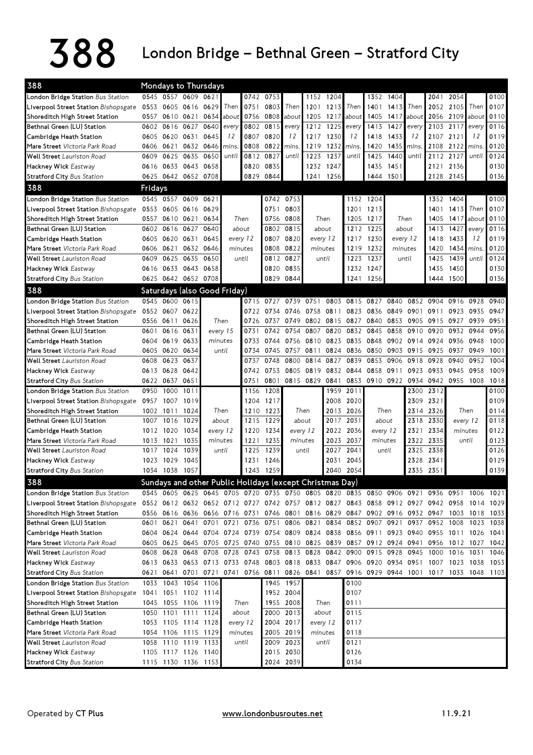# 388 London Bridge – Bethnal Green – Stratford City

## Mondays to Thursdays

| 388 | | | | | | | | | | | | | | | | | | | |
|---|---|---|---|---|---|---|---|---|---|---|---|---|---|---|---|---|---|---|---|
| London Bridge Station *Bus Station* | 0545 | 0557 | 0609 | 0621 | | 0742 | 0753 | | 1152 | 1204 | | 1352 | 1404 | | 2041 | 2054 | | 0100 |
| Liverpool Street Station *Bishopsgate* | 0553 | 0605 | 0616 | 0629 | Then | 0751 | 0803 | Then | 1201 | 1213 | Then | 1401 | 1413 | Then | 2052 | 2105 | Then | 0107 |
| Shoreditch High Street Station | 0557 | 0610 | 0621 | 0634 | about | 0756 | 0808 | about | 1205 | 1217 | about | 1405 | 1417 | about | 2056 | 2109 | about | 0110 |
| Bethnal Green (LU) Station | 0602 | 0616 | 0627 | 0640 | every | 0802 | 0815 | every | 1212 | 1225 | every | 1413 | 1427 | every | 2103 | 2117 | every | 0116 |
| Cambridge Heath Station | 0605 | 0620 | 0631 | 0645 | 12 | 0807 | 0820 | 12 | 1217 | 1230 | 12 | 1418 | 1433 | 12 | 2107 | 2121 | 12 | 0119 |
| Mare Street *Victoria Park Road* | 0606 | 0621 | 0632 | 0646 | mins. | 0808 | 0822 | mins. | 1219 | 1232 | mins. | 1420 | 1435 | mins. | 2108 | 2122 | mins. | 0120 |
| Well Street *Lauriston Road* | 0609 | 0625 | 0635 | 0650 | until | 0812 | 0827 | until | 1223 | 1237 | until | 1425 | 1440 | until | 2112 | 2127 | until | 0124 |
| Hackney Wick *Eastway* | 0616 | 0633 | 0643 | 0658 | | 0820 | 0835 | | 1232 | 1247 | | 1435 | 1451 | | 2121 | 2136 | | 0130 |
| Stratford City *Bus Station* | 0625 | 0642 | 0652 | 0708 | | 0829 | 0844 | | 1241 | 1256 | | 1444 | 1501 | | 2128 | 2145 | | 0136 |

## Fridays

| 388 | | | | | | | | | | | | | | | | | |
|---|---|---|---|---|---|---|---|---|---|---|---|---|---|---|---|---|
| London Bridge Station *Bus Station* | 0545 | 0557 | 0609 | 0621 | | 0742 | 0753 | | 1152 | 1204 | | 1352 | 1404 | | 0100 |
| Liverpool Street Station *Bishopsgate* | 0553 | 0605 | 0616 | 0629 | | 0751 | 0803 | | 1201 | 1213 | | 1401 | 1413 | Then | 0107 |
| Shoreditch High Street Station | 0557 | 0610 | 0621 | 0634 | Then | 0756 | 0808 | Then | 1205 | 1217 | Then | 1405 | 1417 | about | 0110 |
| Bethnal Green (LU) Station | 0602 | 0616 | 0627 | 0640 | about | 0802 | 0815 | about | 1212 | 1225 | about | 1413 | 1427 | every | 0116 |
| Cambridge Heath Station | 0605 | 0620 | 0631 | 0645 | every 12 | 0807 | 0820 | every 12 | 1217 | 1230 | every 12 | 1418 | 1433 | 12 | 0119 |
| Mare Street *Victoria Park Road* | 0606 | 0621 | 0632 | 0646 | minutes | 0808 | 0822 | minutes | 1219 | 1232 | minutes | 1420 | 1434 | mins. | 0120 |
| Well Street *Lauriston Road* | 0609 | 0625 | 0635 | 0650 | until | 0812 | 0827 | until | 1223 | 1237 | until | 1425 | 1439 | until | 0124 |
| Hackney Wick *Eastway* | 0616 | 0633 | 0643 | 0658 | | 0820 | 0835 | | 1232 | 1247 | | 1435 | 1450 | | 0130 |
| Stratford City *Bus Station* | 0625 | 0642 | 0652 | 0708 | | 0829 | 0844 | | 1241 | 1256 | | 1444 | 1500 | | 0136 |

## Saturdays (also Good Friday)

| 388 | | | | | | | | | | | | | | | | | | | |
|---|---|---|---|---|---|---|---|---|---|---|---|---|---|---|---|---|---|---|---|
| London Bridge Station *Bus Station* | 0545 | 0600 | 0615 | | 0715 | 0727 | 0739 | 0751 | 0803 | 0815 | 0827 | 0840 | 0852 | 0904 | 0916 | 0928 | 0940 |
| Liverpool Street Station *Bishopsgate* | 0552 | 0607 | 0622 | | 0722 | 0734 | 0746 | 0758 | 0811 | 0823 | 0836 | 0849 | 0901 | 0911 | 0923 | 0935 | 0947 |
| Shoreditch High Street Station | 0556 | 0611 | 0626 | Then | 0726 | 0737 | 0749 | 0802 | 0815 | 0827 | 0840 | 0853 | 0905 | 0915 | 0927 | 0939 | 0951 |
| Bethnal Green (LU) Station | 0601 | 0616 | 0631 | every 15 | 0731 | 0742 | 0754 | 0807 | 0820 | 0832 | 0845 | 0858 | 0910 | 0920 | 0932 | 0944 | 0956 |
| Cambridge Heath Station | 0604 | 0619 | 0633 | minutes | 0733 | 0744 | 0756 | 0810 | 0823 | 0835 | 0848 | 0902 | 0914 | 0924 | 0936 | 0948 | 1000 |
| Mare Street *Victoria Park Road* | 0605 | 0620 | 0634 | until | 0734 | 0745 | 0757 | 0811 | 0824 | 0836 | 0850 | 0903 | 0915 | 0925 | 0937 | 0949 | 1001 |
| Well Street *Lauriston Road* | 0608 | 0623 | 0637 | | 0737 | 0748 | 0800 | 0814 | 0827 | 0839 | 0853 | 0906 | 0918 | 0928 | 0940 | 0952 | 1004 |
| Hackney Wick *Eastway* | 0613 | 0628 | 0642 | | 0742 | 0753 | 0805 | 0819 | 0832 | 0844 | 0858 | 0911 | 0923 | 0933 | 0945 | 0958 | 1009 |
| Stratford City *Bus Station* | 0622 | 0637 | 0651 | | 0751 | 0801 | 0815 | 0829 | 0841 | 0853 | 0910 | 0922 | 0934 | 0942 | 0955 | 1008 | 1018 |

| 388 | | | | | | | | | | | | | | | |
|---|---|---|---|---|---|---|---|---|---|---|---|---|---|---|---|
| London Bridge Station *Bus Station* | 0950 | 1000 | 1011 | | 1156 | 1208 | | 1959 | 2011 | | 2300 | 2312 | | 0100 |
| Liverpool Street Station *Bishopsgate* | 0957 | 1007 | 1019 | | 1204 | 1217 | | 2008 | 2020 | | 2309 | 2321 | | 0109 |
| Shoreditch High Street Station | 1002 | 1011 | 1024 | Then | 1210 | 1223 | Then | 2013 | 2026 | Then | 2314 | 2326 | Then | 0114 |
| Bethnal Green (LU) Station | 1007 | 1016 | 1029 | about | 1215 | 1229 | about | 2017 | 2031 | about | 2318 | 2330 | every 12 | 0118 |
| Cambridge Heath Station | 1012 | 1020 | 1034 | every 12 | 1220 | 1234 | every 12 | 2022 | 2036 | every 12 | 2321 | 2334 | minutes | 0122 |
| Mare Street *Victoria Park Road* | 1013 | 1021 | 1035 | minutes | 1221 | 1235 | minutes | 2023 | 2037 | minutes | 2322 | 2335 | until | 0123 |
| Well Street *Lauriston Road* | 1017 | 1024 | 1039 | until | 1225 | 1239 | until | 2027 | 2041 | until | 2325 | 2338 | | 0126 |
| Hackney Wick *Eastway* | 1023 | 1029 | 1045 | | 1231 | 1246 | | 2031 | 2045 | | 2328 | 2341 | | 0129 |
| Stratford City *Bus Station* | 1034 | 1038 | 1057 | | 1243 | 1259 | | 2040 | 2054 | | 2335 | 2351 | | 0139 |

## Sundays and other Public Holidays (except Christmas Day)

| 388 | | | | | | | | | | | | | | | | | | |
|---|---|---|---|---|---|---|---|---|---|---|---|---|---|---|---|---|---|---|
| London Bridge Station *Bus Station* | 0545 | 0605 | 0625 | 0645 | 0705 | 0720 | 0735 | 0750 | 0805 | 0820 | 0835 | 0850 | 0906 | 0921 | 0936 | 0951 | 1006 | 1021 |
| Liverpool Street Station *Bishopsgate* | 0552 | 0612 | 0632 | 0652 | 0712 | 0727 | 0742 | 0757 | 0812 | 0827 | 0843 | 0858 | 0912 | 0927 | 0942 | 0958 | 1014 | 1029 |
| Shoreditch High Street Station | 0556 | 0616 | 0636 | 0656 | 0716 | 0731 | 0746 | 0801 | 0816 | 0829 | 0847 | 0902 | 0916 | 0932 | 0947 | 1003 | 1018 | 1033 |
| Bethnal Green (LU) Station | 0601 | 0621 | 0641 | 0701 | 0721 | 0736 | 0751 | 0806 | 0821 | 0834 | 0852 | 0907 | 0921 | 0937 | 0952 | 1008 | 1023 | 1038 |
| Cambridge Heath Station | 0604 | 0624 | 0644 | 0704 | 0724 | 0739 | 0754 | 0809 | 0824 | 0838 | 0856 | 0911 | 0923 | 0940 | 0955 | 1011 | 1026 | 1041 |
| Mare Street *Victoria Park Road* | 0605 | 0625 | 0645 | 0705 | 0725 | 0740 | 0755 | 0810 | 0825 | 0839 | 0857 | 0912 | 0924 | 0941 | 0956 | 1012 | 1027 | 1042 |
| Well Street *Lauriston Road* | 0608 | 0628 | 0648 | 0708 | 0728 | 0743 | 0758 | 0813 | 0828 | 0842 | 0900 | 0915 | 0928 | 0945 | 1000 | 1016 | 1031 | 1046 |
| Hackney Wick *Eastway* | 0613 | 0633 | 0653 | 0713 | 0733 | 0748 | 0803 | 0818 | 0833 | 0847 | 0906 | 0920 | 0934 | 0951 | 1007 | 1023 | 1038 | 1053 |
| Stratford City *Bus Station* | 0621 | 0641 | 0701 | 0721 | 0741 | 0756 | 0811 | 0826 | 0841 | 0857 | 0916 | 0929 | 0944 | 1001 | 1017 | 1033 | 1048 | 1103 |

| 388 | | | | | | | | | |
|---|---|---|---|---|---|---|---|---|---|
| London Bridge Station *Bus Station* | 1033 | 1043 | 1054 | 1106 | | 1945 | 1957 | | 0100 |
| Liverpool Street Station *Bishopsgate* | 1041 | 1051 | 1102 | 1114 | | 1952 | 2004 | | 0107 |
| Shoreditch High Street Station | 1045 | 1055 | 1106 | 1119 | Then | 1955 | 2008 | Then | 0111 |
| Bethnal Green (LU) Station | 1050 | 1101 | 1111 | 1124 | about | 2000 | 2013 | about | 0115 |
| Cambridge Heath Station | 1053 | 1105 | 1114 | 1128 | every 12 | 2004 | 2017 | every 12 | 0117 |
| Mare Street *Victoria Park Road* | 1054 | 1106 | 1115 | 1129 | minutes | 2005 | 2019 | minutes | 0118 |
| Well Street *Lauriston Road* | 1058 | 1110 | 1119 | 1133 | until | 2009 | 2023 | until | 0121 |
| Hackney Wick *Eastway* | 1105 | 1117 | 1126 | 1140 | | 2015 | 2030 | | 0126 |
| Stratford City *Bus Station* | 1115 | 1130 | 1136 | 1153 | | 2024 | 2039 | | 0134 |

Operated by **CT Plus** www.londonbusroutes.net 11.9.21